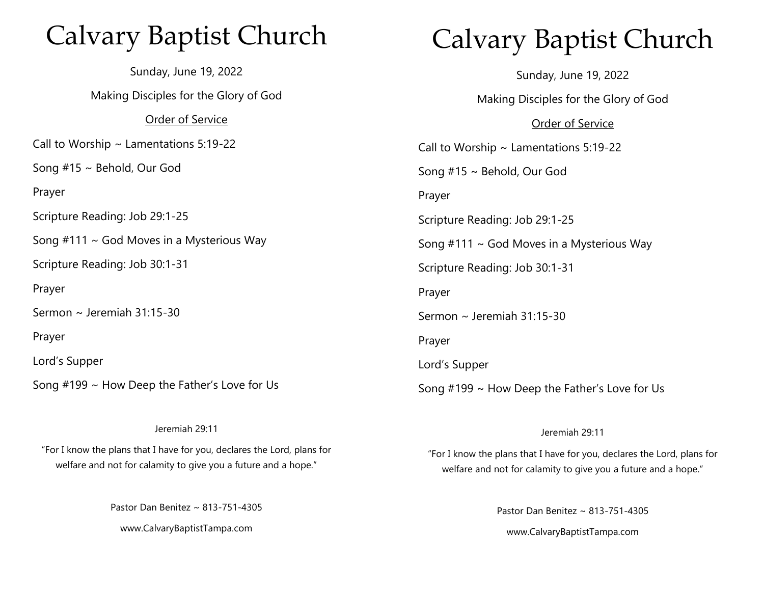# Calvary Baptist Church

Sunday, June 19, 2022

Making Disciples for the Glory of God

## Order of Service

Call to Worship ~ Lamentations 5:19-22

Song #15 ~ Behold, Our God

Prayer

Scripture Reading: Job 29:1-25

Song #111 ~ God Moves in a Mysterious Way

Scripture Reading: Job 30:1-31

Prayer

Sermon ~ Jeremiah 31:15-30

Prayer

Lord's Supper

Song #199 ~ How Deep the Father's Love for Us

Jeremiah 29:11

"For I know the plans that I have for you, declares the Lord, plans for welfare and not for calamity to give you a future and a hope."

Pastor Dan Benitez ~ 813-751-4305

www.CalvaryBaptistTampa.com

# Calvary Baptist Church

Sunday, June 19, 2022

Making Disciples for the Glory of God

## Order of Service

Call to Worship ~ Lamentations 5:19-22

Song #15 ~ Behold, Our God

Prayer

Scripture Reading: Job 29:1-25

Song #111 ~ God Moves in a Mysterious Way

Scripture Reading: Job 30:1-31

Prayer

Sermon ~ Jeremiah 31:15-30

Prayer

Lord's Supper

Song #199 ~ How Deep the Father's Love for Us

Jeremiah 29:11

"For I know the plans that I have for you, declares the Lord, plans for welfare and not for calamity to give you a future and a hope."

Pastor Dan Benitez ~ 813-751-4305

www.CalvaryBaptistTampa.com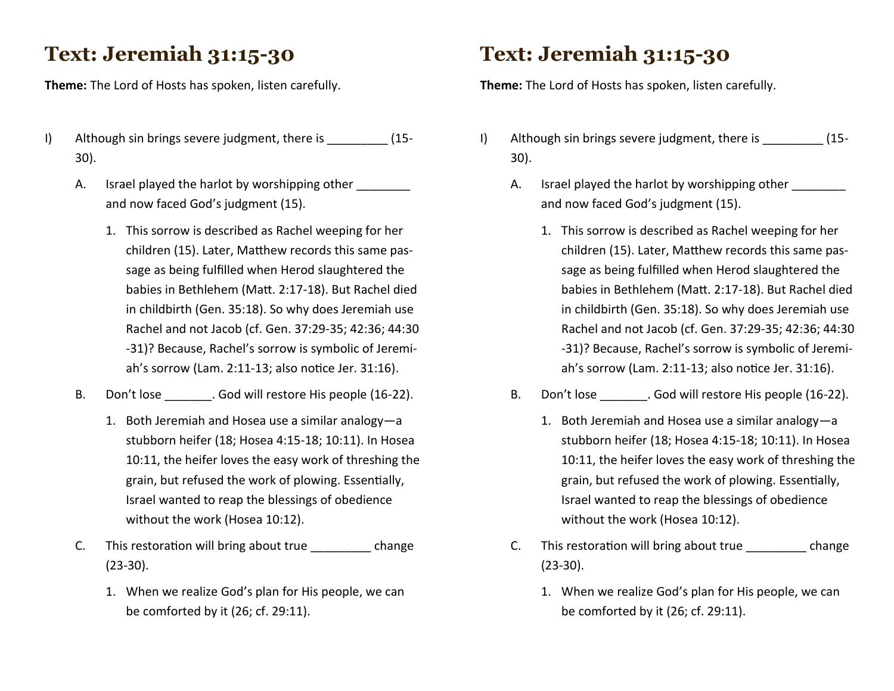# Text: Jeremiah 31:15-30

**Theme:** The Lord of Hosts has spoken, listen carefully.

I) Although sin brings severe judgment, there is _________ (15-30).

   A. Israel played the harlot by worshipping other ________ and now faced God's judgment (15).

      1. This sorrow is described as Rachel weeping for her children (15). Later, Matthew records this same passage as being fulfilled when Herod slaughtered the babies in Bethlehem (Matt. 2:17-18). But Rachel died in childbirth (Gen. 35:18). So why does Jeremiah use Rachel and not Jacob (cf. Gen. 37:29-35; 42:36; 44:30-31)? Because, Rachel's sorrow is symbolic of Jeremiah's sorrow (Lam. 2:11-13; also notice Jer. 31:16).

   B. Don't lose _______. God will restore His people (16-22).

      1. Both Jeremiah and Hosea use a similar analogy—a stubborn heifer (18; Hosea 4:15-18; 10:11). In Hosea 10:11, the heifer loves the easy work of threshing the grain, but refused the work of plowing. Essentially, Israel wanted to reap the blessings of obedience without the work (Hosea 10:12).

   C. This restoration will bring about true _________ change (23-30).

      1. When we realize God's plan for His people, we can be comforted by it (26; cf. 29:11).

# Text: Jeremiah 31:15-30

**Theme:** The Lord of Hosts has spoken, listen carefully.

I) Although sin brings severe judgment, there is _________ (15-30).

   A. Israel played the harlot by worshipping other ________ and now faced God's judgment (15).

      1. This sorrow is described as Rachel weeping for her children (15). Later, Matthew records this same passage as being fulfilled when Herod slaughtered the babies in Bethlehem (Matt. 2:17-18). But Rachel died in childbirth (Gen. 35:18). So why does Jeremiah use Rachel and not Jacob (cf. Gen. 37:29-35; 42:36; 44:30-31)? Because, Rachel's sorrow is symbolic of Jeremiah's sorrow (Lam. 2:11-13; also notice Jer. 31:16).

   B. Don't lose _______. God will restore His people (16-22).

      1. Both Jeremiah and Hosea use a similar analogy—a stubborn heifer (18; Hosea 4:15-18; 10:11). In Hosea 10:11, the heifer loves the easy work of threshing the grain, but refused the work of plowing. Essentially, Israel wanted to reap the blessings of obedience without the work (Hosea 10:12).

   C. This restoration will bring about true _________ change (23-30).

      1. When we realize God's plan for His people, we can be comforted by it (26; cf. 29:11).